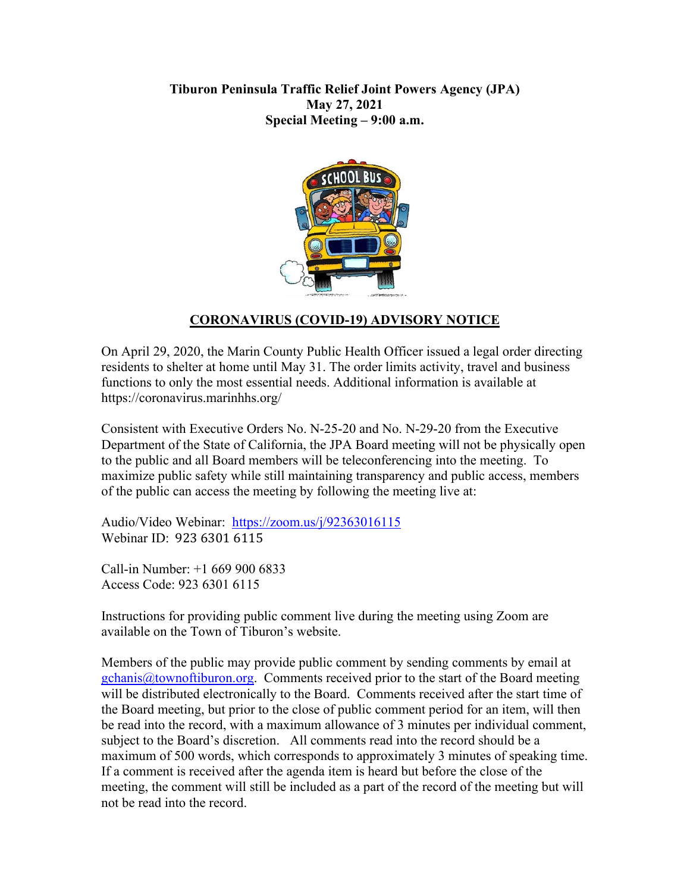**Tiburon Peninsula Traffic Relief Joint Powers Agency (JPA)**
**May 27, 2021**
**Special Meeting – 9:00 a.m.**

## CORONAVIRUS (COVID-19) ADVISORY NOTICE

On April 29, 2020, the Marin County Public Health Officer issued a legal order directing residents to shelter at home until May 31. The order limits activity, travel and business functions to only the most essential needs. Additional information is available at https://coronavirus.marinhhs.org/

Consistent with Executive Orders No. N-25-20 and No. N-29-20 from the Executive Department of the State of California, the JPA Board meeting will not be physically open to the public and all Board members will be teleconferencing into the meeting. To maximize public safety while still maintaining transparency and public access, members of the public can access the meeting by following the meeting live at:

Audio/Video Webinar: https://zoom.us/j/92363016115
Webinar ID: 923 6301 6115

Call-in Number: +1 669 900 6833
Access Code: 923 6301 6115

Instructions for providing public comment live during the meeting using Zoom are available on the Town of Tiburon's website.

Members of the public may provide public comment by sending comments by email at gchanis@townoftiburon.org. Comments received prior to the start of the Board meeting will be distributed electronically to the Board. Comments received after the start time of the Board meeting, but prior to the close of public comment period for an item, will then be read into the record, with a maximum allowance of 3 minutes per individual comment, subject to the Board's discretion. All comments read into the record should be a maximum of 500 words, which corresponds to approximately 3 minutes of speaking time. If a comment is received after the agenda item is heard but before the close of the meeting, the comment will still be included as a part of the record of the meeting but will not be read into the record.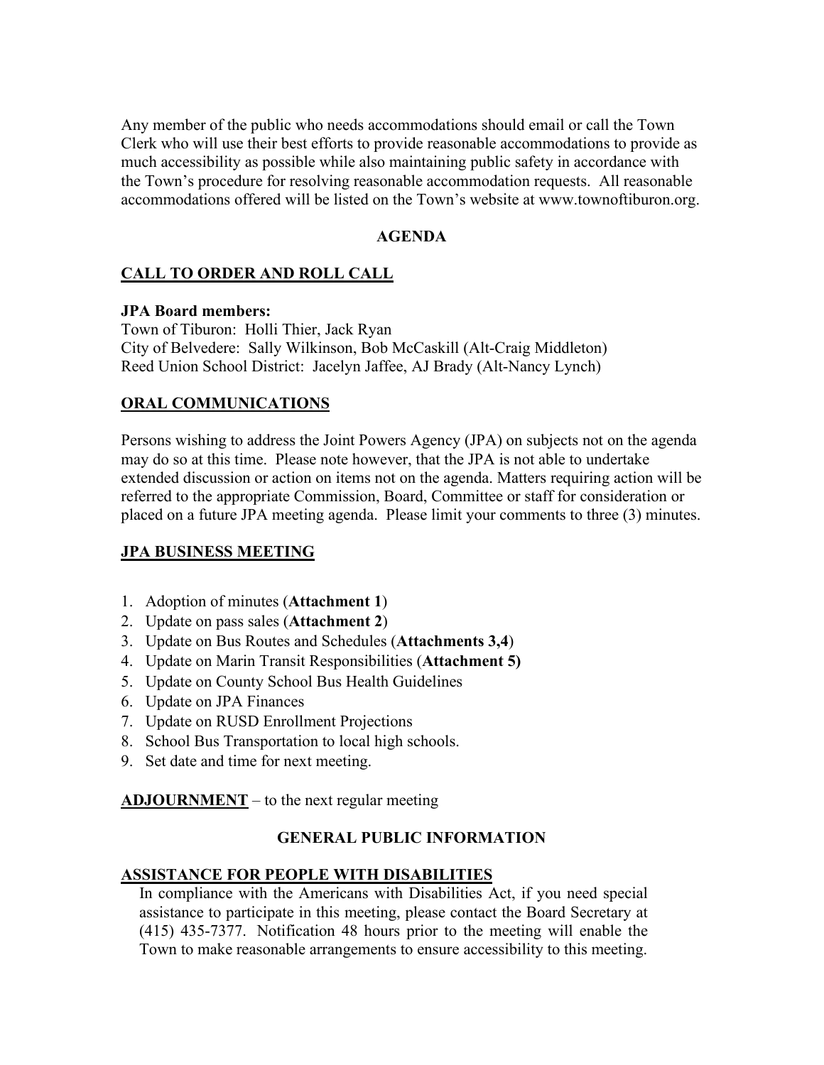Any member of the public who needs accommodations should email or call the Town Clerk who will use their best efforts to provide reasonable accommodations to provide as much accessibility as possible while also maintaining public safety in accordance with the Town's procedure for resolving reasonable accommodation requests. All reasonable accommodations offered will be listed on the Town's website at www.townoftiburon.org.

## AGENDA

## CALL TO ORDER AND ROLL CALL

**JPA Board members:**
Town of Tiburon: Holli Thier, Jack Ryan
City of Belvedere: Sally Wilkinson, Bob McCaskill (Alt-Craig Middleton)
Reed Union School District: Jacelyn Jaffee, AJ Brady (Alt-Nancy Lynch)

## ORAL COMMUNICATIONS

Persons wishing to address the Joint Powers Agency (JPA) on subjects not on the agenda may do so at this time. Please note however, that the JPA is not able to undertake extended discussion or action on items not on the agenda. Matters requiring action will be referred to the appropriate Commission, Board, Committee or staff for consideration or placed on a future JPA meeting agenda. Please limit your comments to three (3) minutes.

## JPA BUSINESS MEETING

1. Adoption of minutes (**Attachment 1**)
2. Update on pass sales (**Attachment 2**)
3. Update on Bus Routes and Schedules (**Attachments 3,4**)
4. Update on Marin Transit Responsibilities (**Attachment 5)**
5. Update on County School Bus Health Guidelines
6. Update on JPA Finances
7. Update on RUSD Enrollment Projections
8. School Bus Transportation to local high schools.
9. Set date and time for next meeting.

**ADJOURNMENT** – to the next regular meeting

## GENERAL PUBLIC INFORMATION

## ASSISTANCE FOR PEOPLE WITH DISABILITIES

In compliance with the Americans with Disabilities Act, if you need special assistance to participate in this meeting, please contact the Board Secretary at (415) 435-7377. Notification 48 hours prior to the meeting will enable the Town to make reasonable arrangements to ensure accessibility to this meeting.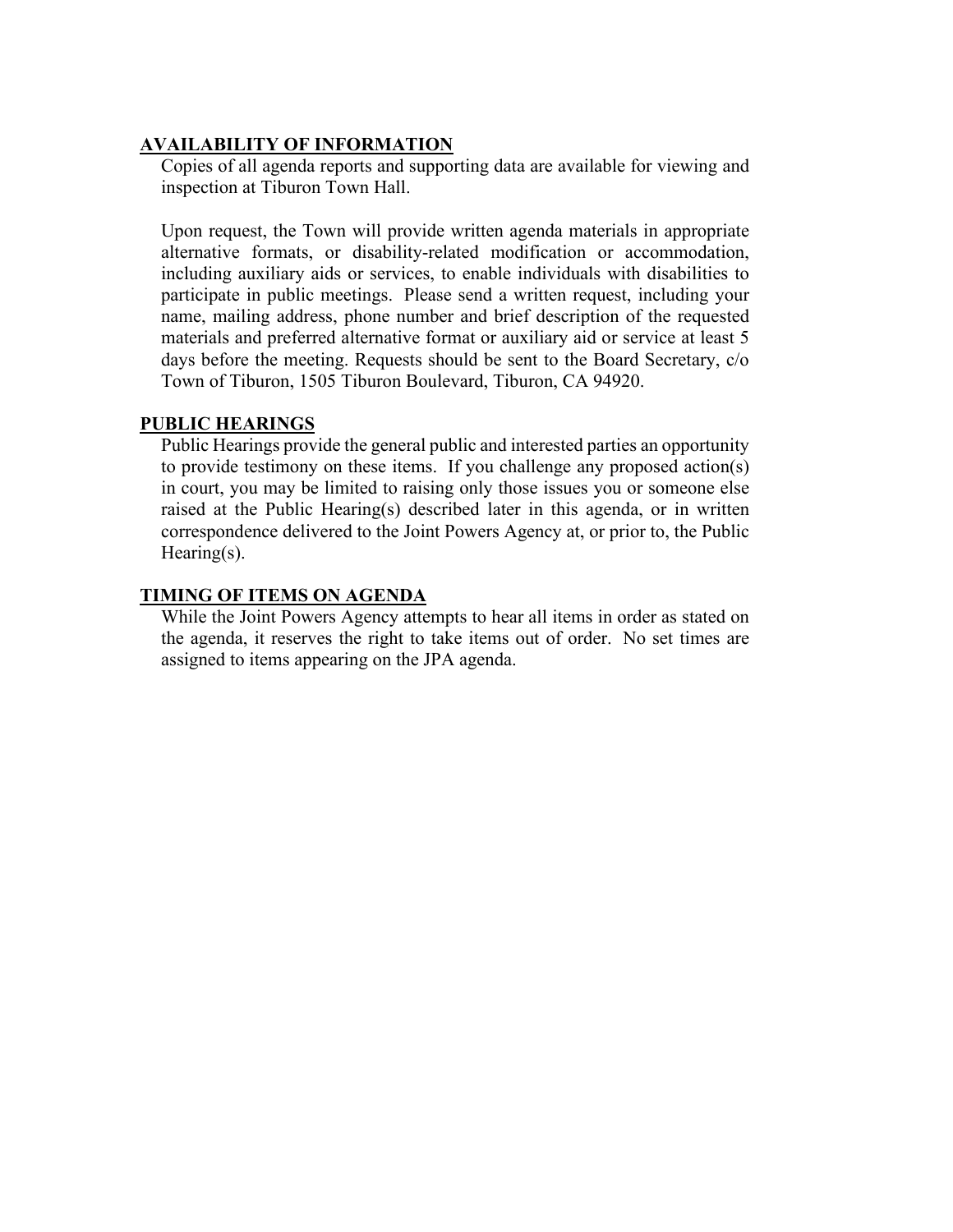## AVAILABILITY OF INFORMATION

Copies of all agenda reports and supporting data are available for viewing and inspection at Tiburon Town Hall.

Upon request, the Town will provide written agenda materials in appropriate alternative formats, or disability-related modification or accommodation, including auxiliary aids or services, to enable individuals with disabilities to participate in public meetings. Please send a written request, including your name, mailing address, phone number and brief description of the requested materials and preferred alternative format or auxiliary aid or service at least 5 days before the meeting. Requests should be sent to the Board Secretary, c/o Town of Tiburon, 1505 Tiburon Boulevard, Tiburon, CA 94920.

## PUBLIC HEARINGS

Public Hearings provide the general public and interested parties an opportunity to provide testimony on these items. If you challenge any proposed action(s) in court, you may be limited to raising only those issues you or someone else raised at the Public Hearing(s) described later in this agenda, or in written correspondence delivered to the Joint Powers Agency at, or prior to, the Public Hearing(s).

## TIMING OF ITEMS ON AGENDA

While the Joint Powers Agency attempts to hear all items in order as stated on the agenda, it reserves the right to take items out of order. No set times are assigned to items appearing on the JPA agenda.